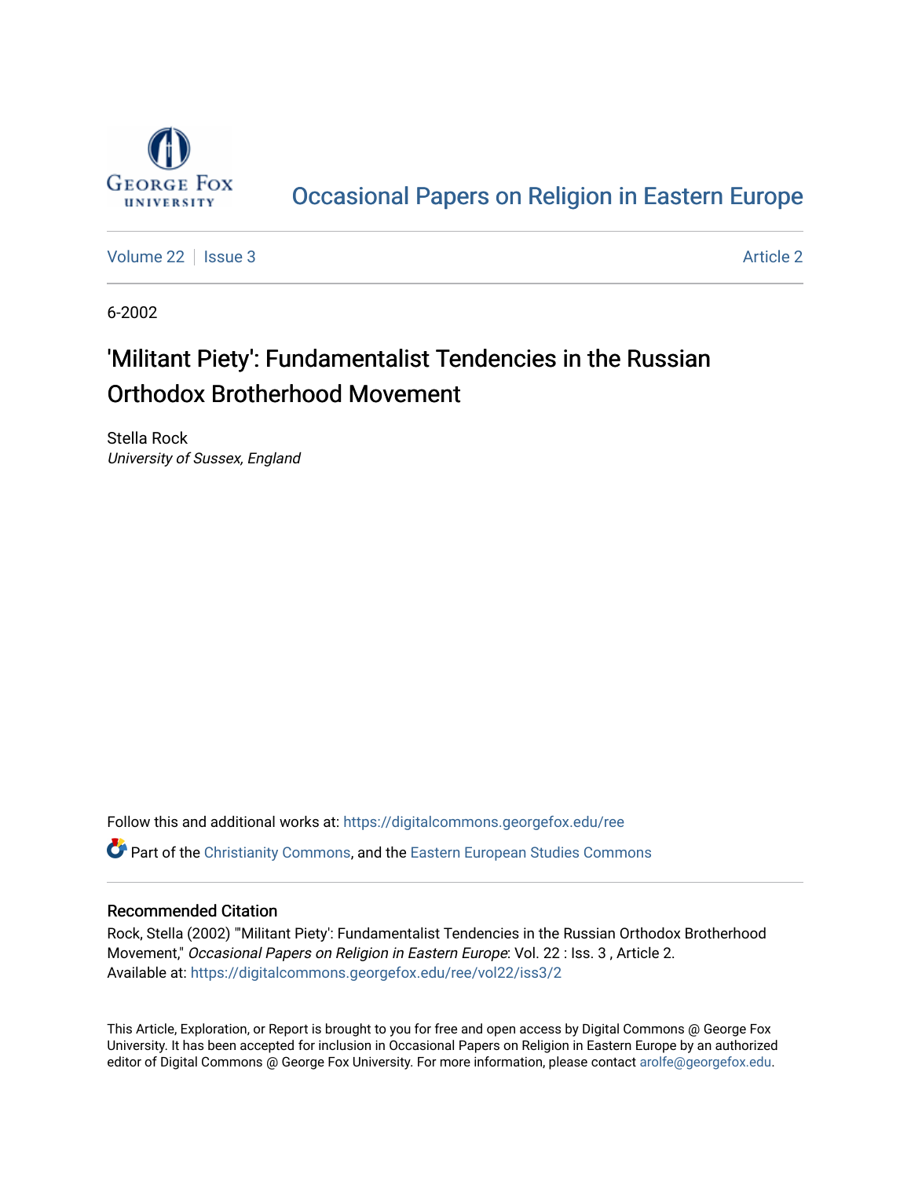# Occasional Papers on Religion in Eastern Europe

Volume 22 | Issue 3 — Article 2

6-2002

## 'Militant Piety': Fundamentalist Tendencies in the Russian Orthodox Brotherhood Movement

Stella Rock
*University of Sussex, England*

Follow this and additional works at: https://digitalcommons.georgefox.edu/ree

Part of the Christianity Commons, and the Eastern European Studies Commons

### Recommended Citation

Rock, Stella (2002) "'Militant Piety': Fundamentalist Tendencies in the Russian Orthodox Brotherhood Movement," *Occasional Papers on Religion in Eastern Europe*: Vol. 22 : Iss. 3 , Article 2.
Available at: https://digitalcommons.georgefox.edu/ree/vol22/iss3/2

This Article, Exploration, or Report is brought to you for free and open access by Digital Commons @ George Fox University. It has been accepted for inclusion in Occasional Papers on Religion in Eastern Europe by an authorized editor of Digital Commons @ George Fox University. For more information, please contact arolfe@georgefox.edu.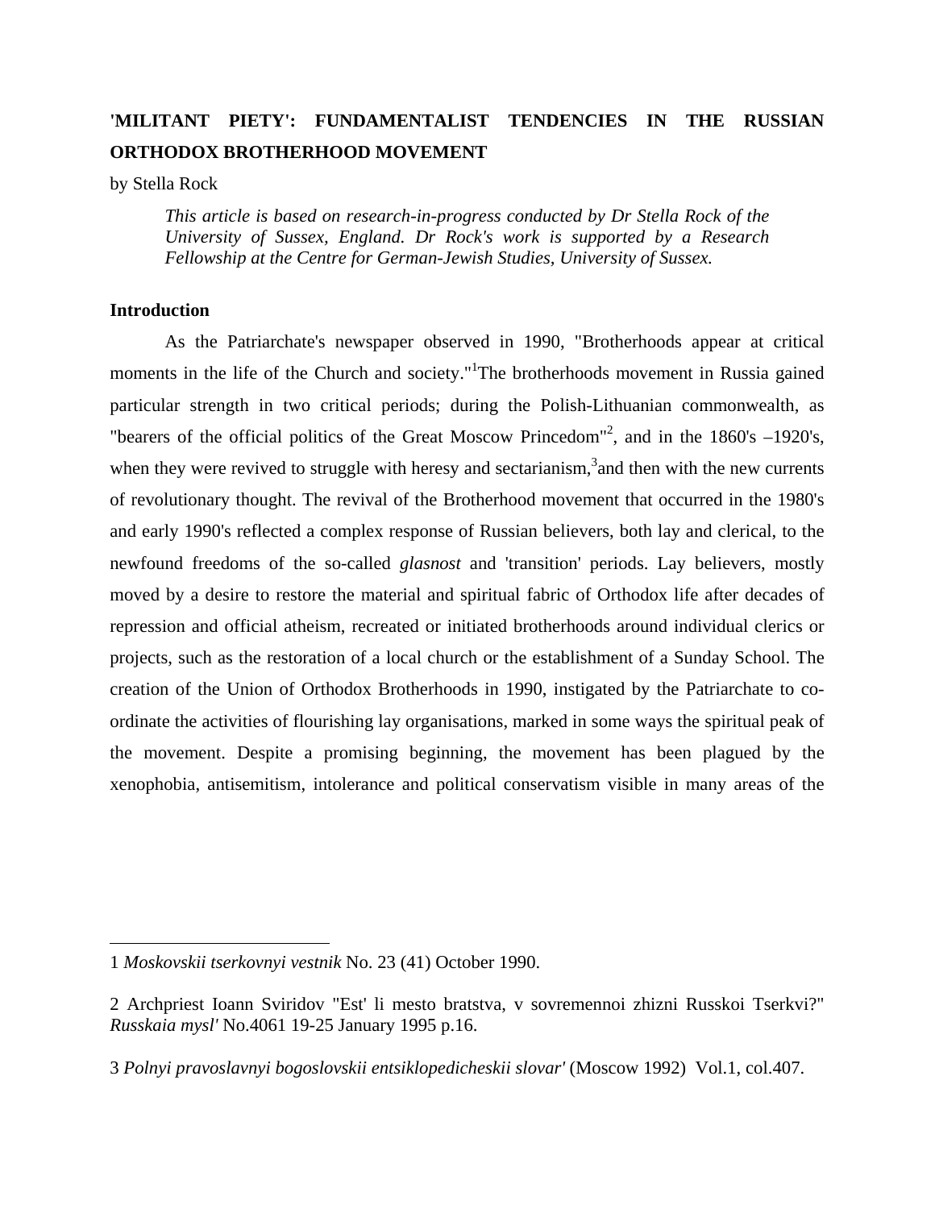## 'MILITANT PIETY': FUNDAMENTALIST TENDENCIES IN THE RUSSIAN ORTHODOX BROTHERHOOD MOVEMENT

by Stella Rock

> *This article is based on research-in-progress conducted by Dr Stella Rock of the University of Sussex, England. Dr Rock's work is supported by a Research Fellowship at the Centre for German-Jewish Studies, University of Sussex.*

### Introduction

As the Patriarchate's newspaper observed in 1990, "Brotherhoods appear at critical moments in the life of the Church and society."[1] The brotherhoods movement in Russia gained particular strength in two critical periods; during the Polish-Lithuanian commonwealth, as "bearers of the official politics of the Great Moscow Princedom"[2], and in the 1860's –1920's, when they were revived to struggle with heresy and sectarianism,[3] and then with the new currents of revolutionary thought. The revival of the Brotherhood movement that occurred in the 1980's and early 1990's reflected a complex response of Russian believers, both lay and clerical, to the newfound freedoms of the so-called *glasnost* and 'transition' periods. Lay believers, mostly moved by a desire to restore the material and spiritual fabric of Orthodox life after decades of repression and official atheism, recreated or initiated brotherhoods around individual clerics or projects, such as the restoration of a local church or the establishment of a Sunday School. The creation of the Union of Orthodox Brotherhoods in 1990, instigated by the Patriarchate to co-ordinate the activities of flourishing lay organisations, marked in some ways the spiritual peak of the movement. Despite a promising beginning, the movement has been plagued by the xenophobia, antisemitism, intolerance and political conservatism visible in many areas of the

---

1 *Moskovskii tserkovnyi vestnik* No. 23 (41) October 1990.

2 Archpriest Ioann Sviridov "Est' li mesto bratstva, v sovremennoi zhizni Russkoi Tserkvi?" *Russkaia mysl'* No.4061 19-25 January 1995 p.16.

3 *Polnyi pravoslavnyi bogoslovskii entsiklopedicheskii slovar'* (Moscow 1992) Vol.1, col.407.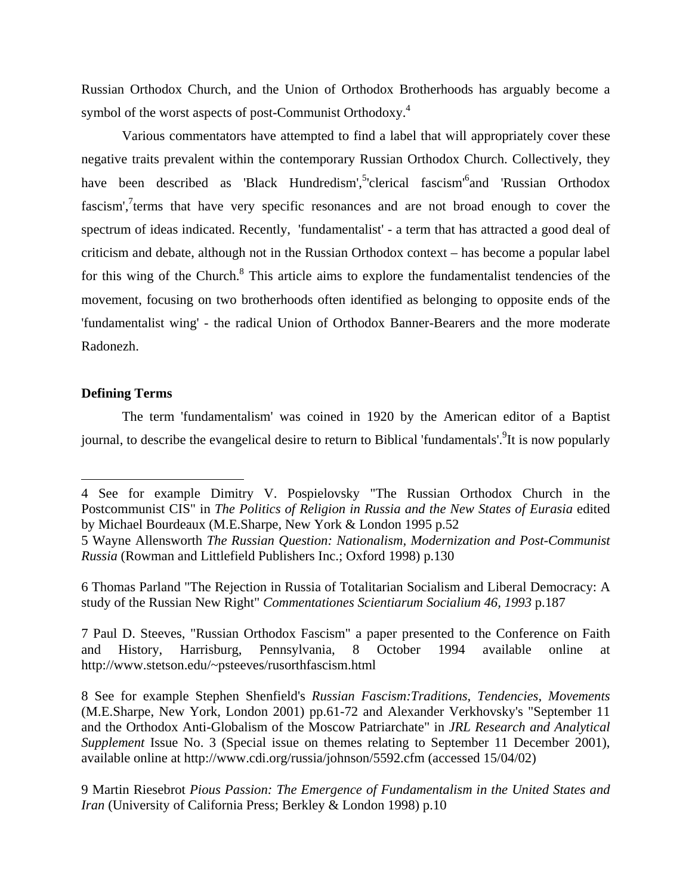Russian Orthodox Church, and the Union of Orthodox Brotherhoods has arguably become a symbol of the worst aspects of post-Communist Orthodoxy.[4]

Various commentators have attempted to find a label that will appropriately cover these negative traits prevalent within the contemporary Russian Orthodox Church. Collectively, they have been described as 'Black Hundredism',[5] 'clerical fascism'[6] and 'Russian Orthodox fascism',[7] terms that have very specific resonances and are not broad enough to cover the spectrum of ideas indicated. Recently, 'fundamentalist' - a term that has attracted a good deal of criticism and debate, although not in the Russian Orthodox context – has become a popular label for this wing of the Church.[8] This article aims to explore the fundamentalist tendencies of the movement, focusing on two brotherhoods often identified as belonging to opposite ends of the 'fundamentalist wing' - the radical Union of Orthodox Banner-Bearers and the more moderate Radonezh.

**Defining Terms**

The term 'fundamentalism' was coined in 1920 by the American editor of a Baptist journal, to describe the evangelical desire to return to Biblical 'fundamentals'.[9] It is now popularly

---

4 See for example Dimitry V. Pospielovsky "The Russian Orthodox Church in the Postcommunist CIS" in *The Politics of Religion in Russia and the New States of Eurasia* edited by Michael Bourdeaux (M.E.Sharpe, New York & London 1995 p.52

5 Wayne Allensworth *The Russian Question: Nationalism, Modernization and Post-Communist Russia* (Rowman and Littlefield Publishers Inc.; Oxford 1998) p.130

6 Thomas Parland "The Rejection in Russia of Totalitarian Socialism and Liberal Democracy: A study of the Russian New Right" *Commentationes Scientiarum Socialium 46, 1993* p.187

7 Paul D. Steeves, "Russian Orthodox Fascism" a paper presented to the Conference on Faith and History, Harrisburg, Pennsylvania, 8 October 1994 available online at http://www.stetson.edu/~psteeves/rusorthfascism.html

8 See for example Stephen Shenfield's *Russian Fascism:Traditions, Tendencies, Movements* (M.E.Sharpe, New York, London 2001) pp.61-72 and Alexander Verkhovsky's "September 11 and the Orthodox Anti-Globalism of the Moscow Patriarchate" in *JRL Research and Analytical Supplement* Issue No. 3 (Special issue on themes relating to September 11 December 2001), available online at http://www.cdi.org/russia/johnson/5592.cfm (accessed 15/04/02)

9 Martin Riesebrot *Pious Passion: The Emergence of Fundamentalism in the United States and Iran* (University of California Press; Berkley & London 1998) p.10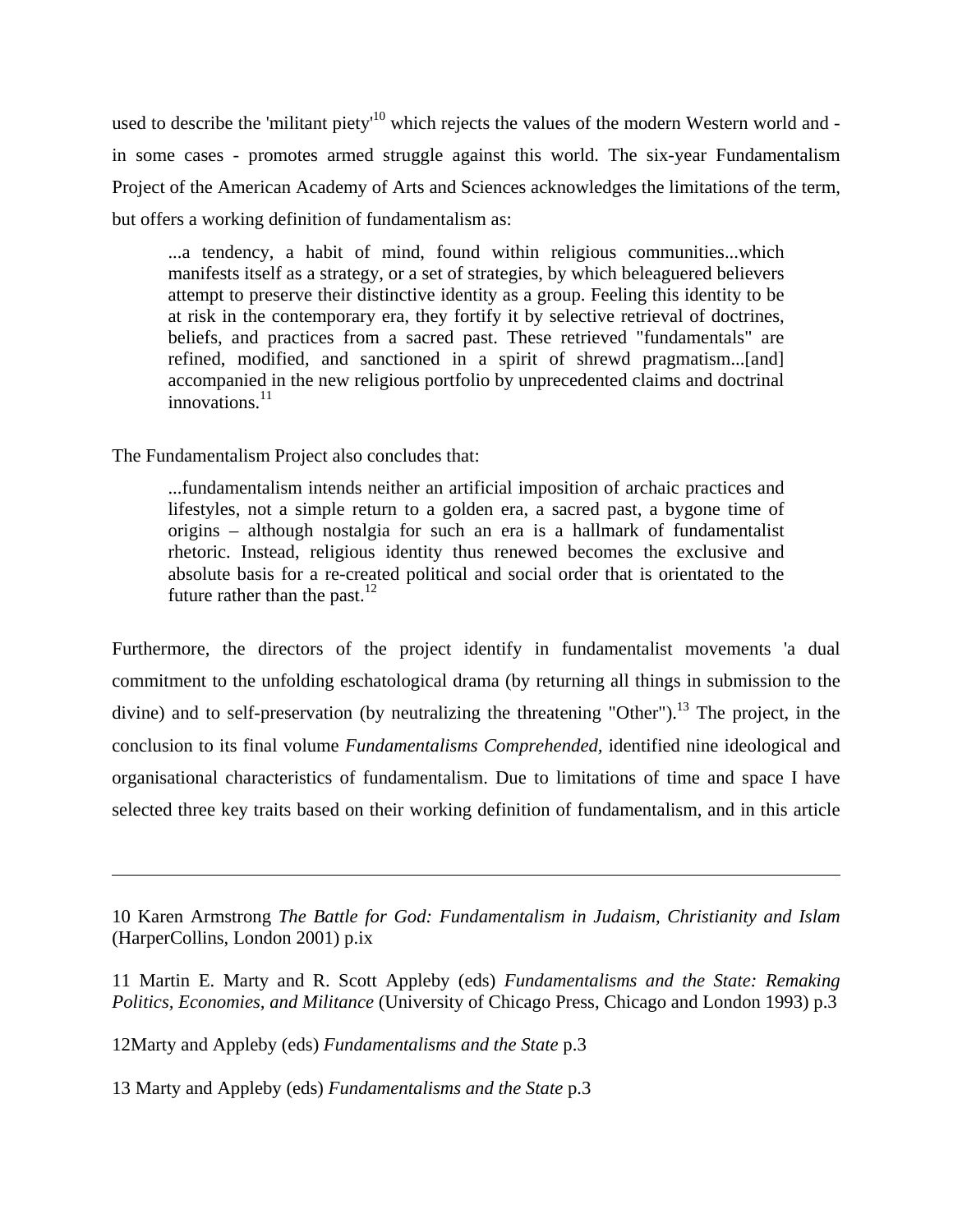used to describe the 'militant piety'[10] which rejects the values of the modern Western world and - in some cases - promotes armed struggle against this world. The six-year Fundamentalism Project of the American Academy of Arts and Sciences acknowledges the limitations of the term, but offers a working definition of fundamentalism as:

> ...a tendency, a habit of mind, found within religious communities...which manifests itself as a strategy, or a set of strategies, by which beleaguered believers attempt to preserve their distinctive identity as a group. Feeling this identity to be at risk in the contemporary era, they fortify it by selective retrieval of doctrines, beliefs, and practices from a sacred past. These retrieved "fundamentals" are refined, modified, and sanctioned in a spirit of shrewd pragmatism...[and] accompanied in the new religious portfolio by unprecedented claims and doctrinal innovations.[11]

The Fundamentalism Project also concludes that:

> ...fundamentalism intends neither an artificial imposition of archaic practices and lifestyles, not a simple return to a golden era, a sacred past, a bygone time of origins – although nostalgia for such an era is a hallmark of fundamentalist rhetoric. Instead, religious identity thus renewed becomes the exclusive and absolute basis for a re-created political and social order that is orientated to the future rather than the past.[12]

Furthermore, the directors of the project identify in fundamentalist movements 'a dual commitment to the unfolding eschatological drama (by returning all things in submission to the divine) and to self-preservation (by neutralizing the threatening "Other").[13] The project, in the conclusion to its final volume *Fundamentalisms Comprehended*, identified nine ideological and organisational characteristics of fundamentalism. Due to limitations of time and space I have selected three key traits based on their working definition of fundamentalism, and in this article

---

10 Karen Armstrong *The Battle for God: Fundamentalism in Judaism, Christianity and Islam* (HarperCollins, London 2001) p.ix

11 Martin E. Marty and R. Scott Appleby (eds) *Fundamentalisms and the State: Remaking Politics, Economies, and Militance* (University of Chicago Press, Chicago and London 1993) p.3

12Marty and Appleby (eds) *Fundamentalisms and the State* p.3

13 Marty and Appleby (eds) *Fundamentalisms and the State* p.3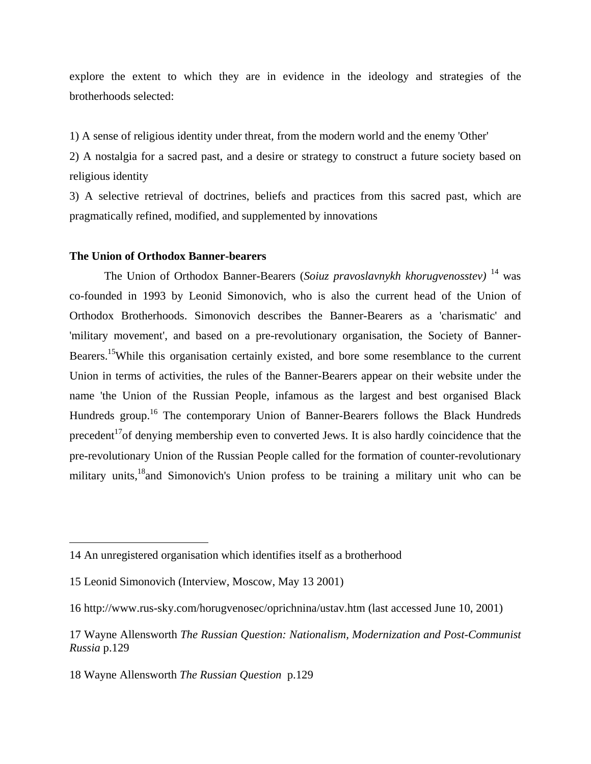explore the extent to which they are in evidence in the ideology and strategies of the brotherhoods selected:

1) A sense of religious identity under threat, from the modern world and the enemy 'Other'

2) A nostalgia for a sacred past, and a desire or strategy to construct a future society based on religious identity

3) A selective retrieval of doctrines, beliefs and practices from this sacred past, which are pragmatically refined, modified, and supplemented by innovations

**The Union of Orthodox Banner-bearers**

The Union of Orthodox Banner-Bearers (*Soiuz pravoslavnykh khorugvenosstev)* [14] was co-founded in 1993 by Leonid Simonovich, who is also the current head of the Union of Orthodox Brotherhoods. Simonovich describes the Banner-Bearers as a 'charismatic' and 'military movement', and based on a pre-revolutionary organisation, the Society of Banner-Bearers.[15]While this organisation certainly existed, and bore some resemblance to the current Union in terms of activities, the rules of the Banner-Bearers appear on their website under the name 'the Union of the Russian People, infamous as the largest and best organised Black Hundreds group.[16] The contemporary Union of Banner-Bearers follows the Black Hundreds precedent[17]of denying membership even to converted Jews. It is also hardly coincidence that the pre-revolutionary Union of the Russian People called for the formation of counter-revolutionary military units,[18]and Simonovich's Union profess to be training a military unit who can be

---

14 An unregistered organisation which identifies itself as a brotherhood

15 Leonid Simonovich (Interview, Moscow, May 13 2001)

16 http://www.rus-sky.com/horugvenosec/oprichnina/ustav.htm (last accessed June 10, 2001)

17 Wayne Allensworth *The Russian Question: Nationalism, Modernization and Post-Communist Russia* p.129

18 Wayne Allensworth *The Russian Question* p.129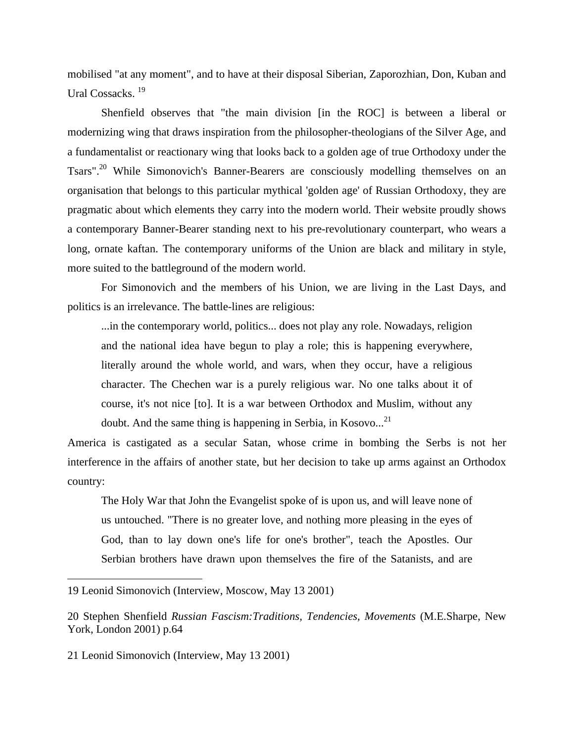mobilised "at any moment", and to have at their disposal Siberian, Zaporozhian, Don, Kuban and Ural Cossacks. [19]

Shenfield observes that "the main division [in the ROC] is between a liberal or modernizing wing that draws inspiration from the philosopher-theologians of the Silver Age, and a fundamentalist or reactionary wing that looks back to a golden age of true Orthodoxy under the Tsars".[20] While Simonovich's Banner-Bearers are consciously modelling themselves on an organisation that belongs to this particular mythical 'golden age' of Russian Orthodoxy, they are pragmatic about which elements they carry into the modern world. Their website proudly shows a contemporary Banner-Bearer standing next to his pre-revolutionary counterpart, who wears a long, ornate kaftan. The contemporary uniforms of the Union are black and military in style, more suited to the battleground of the modern world.

For Simonovich and the members of his Union, we are living in the Last Days, and politics is an irrelevance. The battle-lines are religious:

> ...in the contemporary world, politics... does not play any role. Nowadays, religion and the national idea have begun to play a role; this is happening everywhere, literally around the whole world, and wars, when they occur, have a religious character. The Chechen war is a purely religious war. No one talks about it of course, it's not nice [to]. It is a war between Orthodox and Muslim, without any doubt. And the same thing is happening in Serbia, in Kosovo...[21]

America is castigated as a secular Satan, whose crime in bombing the Serbs is not her interference in the affairs of another state, but her decision to take up arms against an Orthodox country:

> The Holy War that John the Evangelist spoke of is upon us, and will leave none of us untouched. "There is no greater love, and nothing more pleasing in the eyes of God, than to lay down one's life for one's brother", teach the Apostles. Our Serbian brothers have drawn upon themselves the fire of the Satanists, and are

---

19 Leonid Simonovich (Interview, Moscow, May 13 2001)

20 Stephen Shenfield *Russian Fascism:Traditions, Tendencies, Movements* (M.E.Sharpe, New York, London 2001) p.64

21 Leonid Simonovich (Interview, May 13 2001)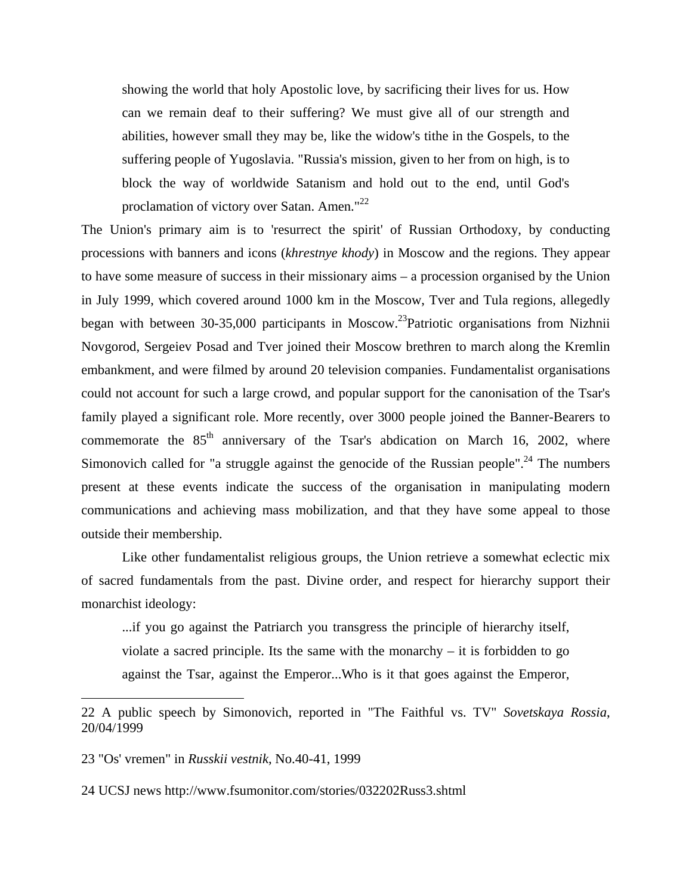> showing the world that holy Apostolic love, by sacrificing their lives for us. How can we remain deaf to their suffering? We must give all of our strength and abilities, however small they may be, like the widow's tithe in the Gospels, to the suffering people of Yugoslavia. "Russia's mission, given to her from on high, is to block the way of worldwide Satanism and hold out to the end, until God's proclamation of victory over Satan. Amen."[22]

The Union's primary aim is to 'resurrect the spirit' of Russian Orthodoxy, by conducting processions with banners and icons (*khrestnye khody*) in Moscow and the regions. They appear to have some measure of success in their missionary aims – a procession organised by the Union in July 1999, which covered around 1000 km in the Moscow, Tver and Tula regions, allegedly began with between 30-35,000 participants in Moscow.[23]Patriotic organisations from Nizhnii Novgorod, Sergeiev Posad and Tver joined their Moscow brethren to march along the Kremlin embankment, and were filmed by around 20 television companies. Fundamentalist organisations could not account for such a large crowd, and popular support for the canonisation of the Tsar's family played a significant role. More recently, over 3000 people joined the Banner-Bearers to commemorate the 85th anniversary of the Tsar's abdication on March 16, 2002, where Simonovich called for "a struggle against the genocide of the Russian people".[24] The numbers present at these events indicate the success of the organisation in manipulating modern communications and achieving mass mobilization, and that they have some appeal to those outside their membership.

Like other fundamentalist religious groups, the Union retrieve a somewhat eclectic mix of sacred fundamentals from the past. Divine order, and respect for hierarchy support their monarchist ideology:

> ...if you go against the Patriarch you transgress the principle of hierarchy itself, violate a sacred principle. Its the same with the monarchy – it is forbidden to go against the Tsar, against the Emperor...Who is it that goes against the Emperor,

---

22 A public speech by Simonovich, reported in "The Faithful vs. TV" *Sovetskaya Rossia*, 20/04/1999

23 "Os' vremen" in *Russkii vestnik*, No.40-41, 1999

24 UCSJ news http://www.fsumonitor.com/stories/032202Russ3.shtml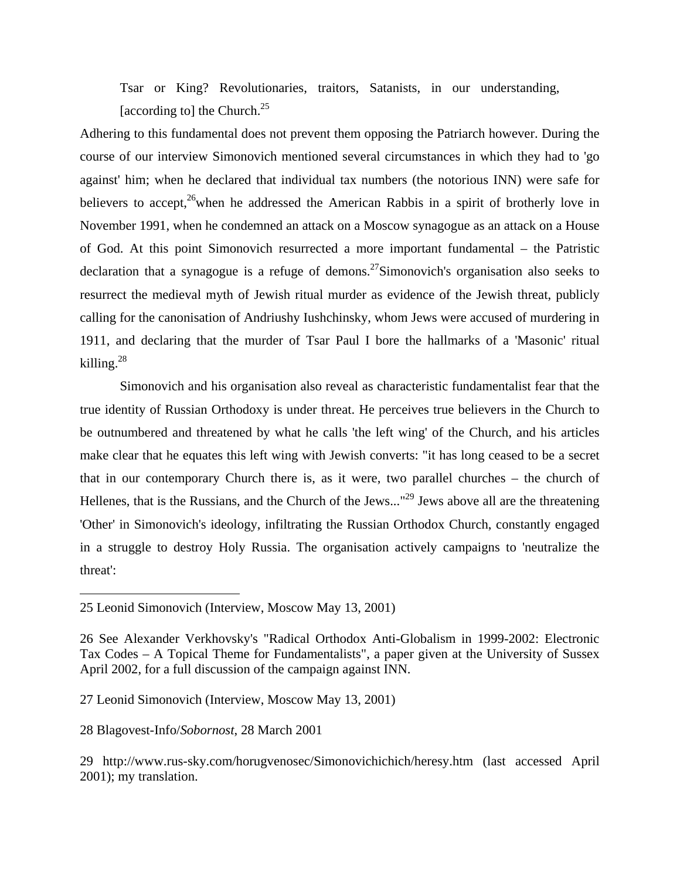> Tsar or King? Revolutionaries, traitors, Satanists, in our understanding, [according to] the Church.[25]

Adhering to this fundamental does not prevent them opposing the Patriarch however. During the course of our interview Simonovich mentioned several circumstances in which they had to 'go against' him; when he declared that individual tax numbers (the notorious INN) were safe for believers to accept,[26]when he addressed the American Rabbis in a spirit of brotherly love in November 1991, when he condemned an attack on a Moscow synagogue as an attack on a House of God. At this point Simonovich resurrected a more important fundamental – the Patristic declaration that a synagogue is a refuge of demons.[27]Simonovich's organisation also seeks to resurrect the medieval myth of Jewish ritual murder as evidence of the Jewish threat, publicly calling for the canonisation of Andriushy Iushchinsky, whom Jews were accused of murdering in 1911, and declaring that the murder of Tsar Paul I bore the hallmarks of a 'Masonic' ritual killing.[28]

Simonovich and his organisation also reveal as characteristic fundamentalist fear that the true identity of Russian Orthodoxy is under threat. He perceives true believers in the Church to be outnumbered and threatened by what he calls 'the left wing' of the Church, and his articles make clear that he equates this left wing with Jewish converts: "it has long ceased to be a secret that in our contemporary Church there is, as it were, two parallel churches – the church of Hellenes, that is the Russians, and the Church of the Jews..."[29] Jews above all are the threatening 'Other' in Simonovich's ideology, infiltrating the Russian Orthodox Church, constantly engaged in a struggle to destroy Holy Russia. The organisation actively campaigns to 'neutralize the threat':

---

25 Leonid Simonovich (Interview, Moscow May 13, 2001)

26 See Alexander Verkhovsky's "Radical Orthodox Anti-Globalism in 1999-2002: Electronic Tax Codes – A Topical Theme for Fundamentalists", a paper given at the University of Sussex April 2002, for a full discussion of the campaign against INN.

27 Leonid Simonovich (Interview, Moscow May 13, 2001)

28 Blagovest-Info/*Sobornost*, 28 March 2001

29 http://www.rus-sky.com/horugvenosec/Simonovichichich/heresy.htm (last accessed April 2001); my translation.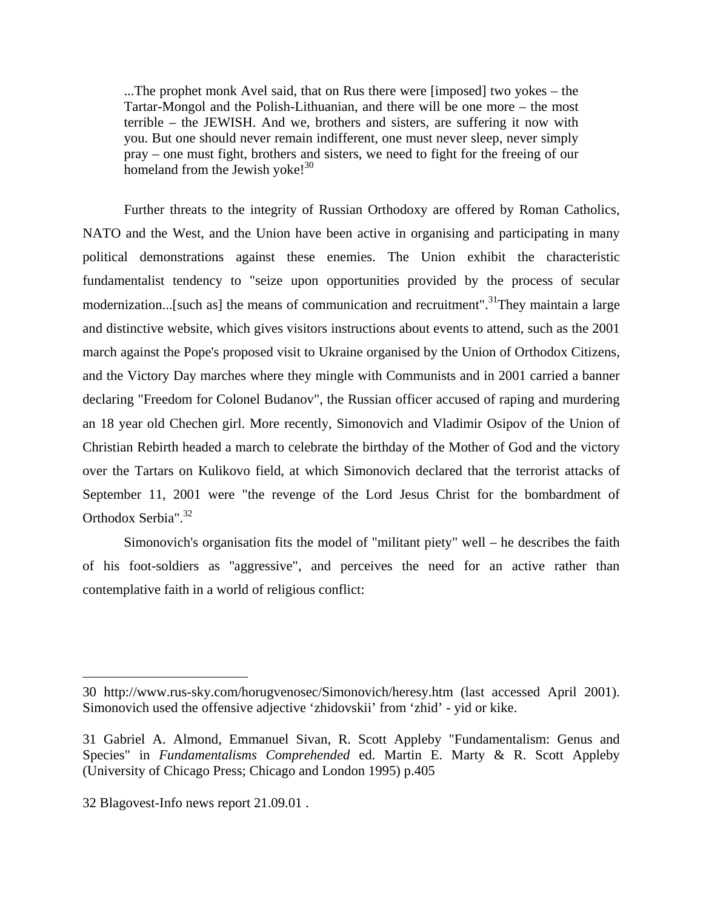> ...The prophet monk Avel said, that on Rus there were [imposed] two yokes – the Tartar-Mongol and the Polish-Lithuanian, and there will be one more – the most terrible – the JEWISH. And we, brothers and sisters, are suffering it now with you. But one should never remain indifferent, one must never sleep, never simply pray – one must fight, brothers and sisters, we need to fight for the freeing of our homeland from the Jewish yoke![30]

Further threats to the integrity of Russian Orthodoxy are offered by Roman Catholics, NATO and the West, and the Union have been active in organising and participating in many political demonstrations against these enemies. The Union exhibit the characteristic fundamentalist tendency to "seize upon opportunities provided by the process of secular modernization...[such as] the means of communication and recruitment".[31]They maintain a large and distinctive website, which gives visitors instructions about events to attend, such as the 2001 march against the Pope's proposed visit to Ukraine organised by the Union of Orthodox Citizens, and the Victory Day marches where they mingle with Communists and in 2001 carried a banner declaring "Freedom for Colonel Budanov", the Russian officer accused of raping and murdering an 18 year old Chechen girl. More recently, Simonovich and Vladimir Osipov of the Union of Christian Rebirth headed a march to celebrate the birthday of the Mother of God and the victory over the Tartars on Kulikovo field, at which Simonovich declared that the terrorist attacks of September 11, 2001 were "the revenge of the Lord Jesus Christ for the bombardment of Orthodox Serbia".[32]

Simonovich's organisation fits the model of "militant piety" well – he describes the faith of his foot-soldiers as "aggressive", and perceives the need for an active rather than contemplative faith in a world of religious conflict:

---

30 http://www.rus-sky.com/horugvenosec/Simonovich/heresy.htm (last accessed April 2001). Simonovich used the offensive adjective 'zhidovskii' from 'zhid' - yid or kike.

31 Gabriel A. Almond, Emmanuel Sivan, R. Scott Appleby "Fundamentalism: Genus and Species" in *Fundamentalisms Comprehended* ed. Martin E. Marty & R. Scott Appleby (University of Chicago Press; Chicago and London 1995) p.405

32 Blagovest-Info news report 21.09.01 .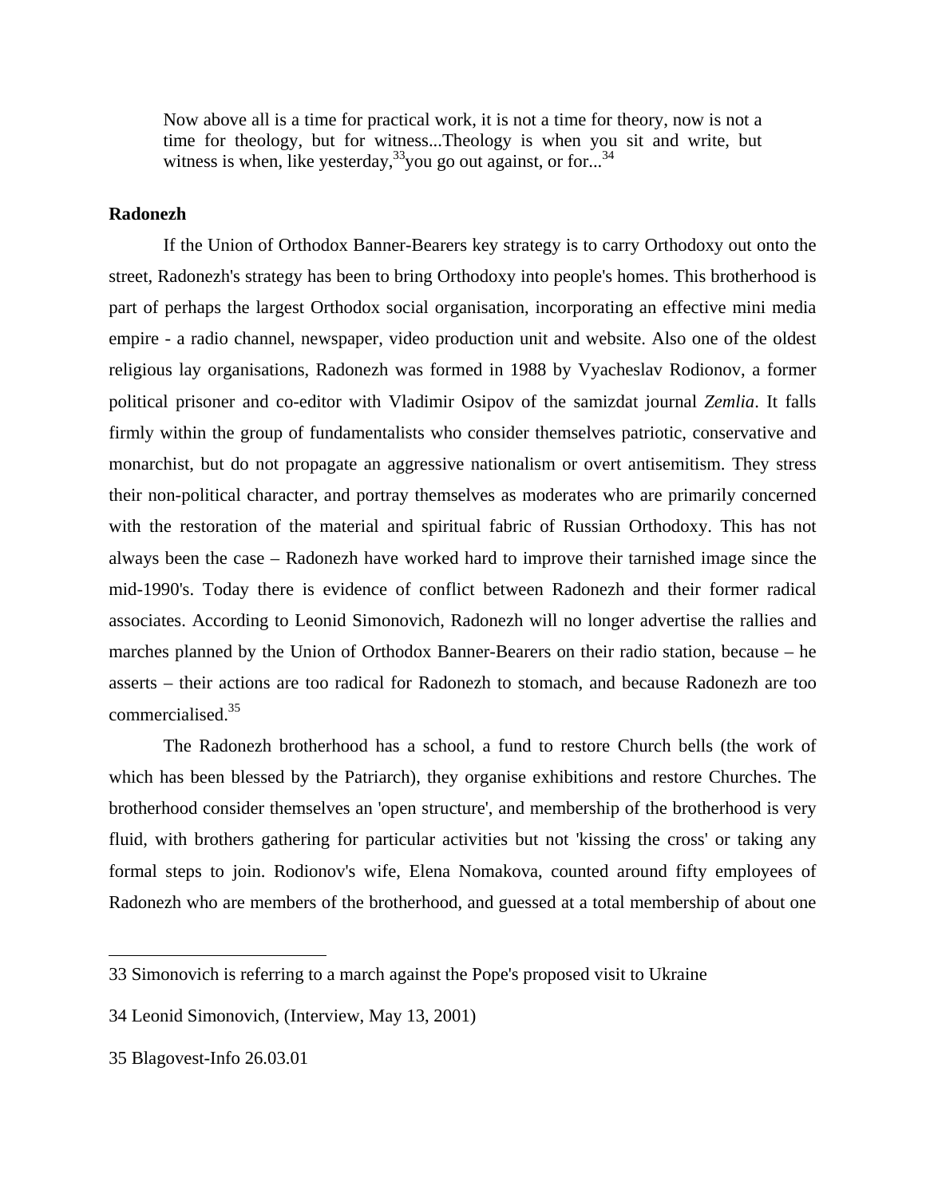> Now above all is a time for practical work, it is not a time for theory, now is not a time for theology, but for witness...Theology is when you sit and write, but witness is when, like yesterday,[33]you go out against, or for...[34]

**Radonezh**

If the Union of Orthodox Banner-Bearers key strategy is to carry Orthodoxy out onto the street, Radonezh's strategy has been to bring Orthodoxy into people's homes. This brotherhood is part of perhaps the largest Orthodox social organisation, incorporating an effective mini media empire - a radio channel, newspaper, video production unit and website. Also one of the oldest religious lay organisations, Radonezh was formed in 1988 by Vyacheslav Rodionov, a former political prisoner and co-editor with Vladimir Osipov of the samizdat journal *Zemlia*. It falls firmly within the group of fundamentalists who consider themselves patriotic, conservative and monarchist, but do not propagate an aggressive nationalism or overt antisemitism. They stress their non-political character, and portray themselves as moderates who are primarily concerned with the restoration of the material and spiritual fabric of Russian Orthodoxy. This has not always been the case – Radonezh have worked hard to improve their tarnished image since the mid-1990's. Today there is evidence of conflict between Radonezh and their former radical associates. According to Leonid Simonovich, Radonezh will no longer advertise the rallies and marches planned by the Union of Orthodox Banner-Bearers on their radio station, because – he asserts – their actions are too radical for Radonezh to stomach, and because Radonezh are too commercialised.[35]

The Radonezh brotherhood has a school, a fund to restore Church bells (the work of which has been blessed by the Patriarch), they organise exhibitions and restore Churches. The brotherhood consider themselves an 'open structure', and membership of the brotherhood is very fluid, with brothers gathering for particular activities but not 'kissing the cross' or taking any formal steps to join. Rodionov's wife, Elena Nomakova, counted around fifty employees of Radonezh who are members of the brotherhood, and guessed at a total membership of about one

---

33 Simonovich is referring to a march against the Pope's proposed visit to Ukraine

34 Leonid Simonovich, (Interview, May 13, 2001)

35 Blagovest-Info 26.03.01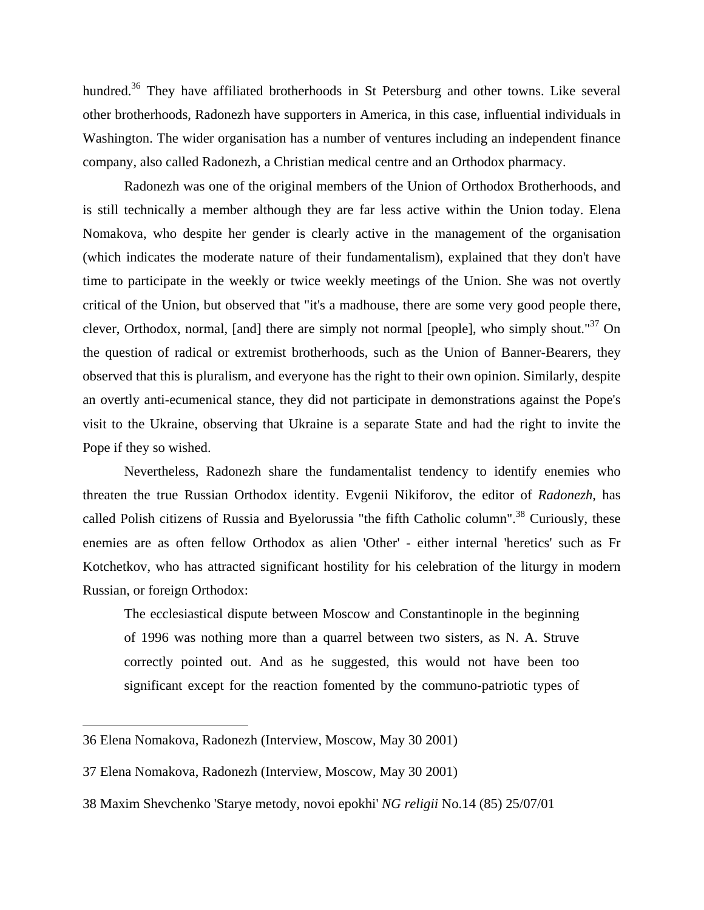hundred.[36] They have affiliated brotherhoods in St Petersburg and other towns. Like several other brotherhoods, Radonezh have supporters in America, in this case, influential individuals in Washington. The wider organisation has a number of ventures including an independent finance company, also called Radonezh, a Christian medical centre and an Orthodox pharmacy.

Radonezh was one of the original members of the Union of Orthodox Brotherhoods, and is still technically a member although they are far less active within the Union today. Elena Nomakova, who despite her gender is clearly active in the management of the organisation (which indicates the moderate nature of their fundamentalism), explained that they don't have time to participate in the weekly or twice weekly meetings of the Union. She was not overtly critical of the Union, but observed that "it's a madhouse, there are some very good people there, clever, Orthodox, normal, [and] there are simply not normal [people], who simply shout."[37] On the question of radical or extremist brotherhoods, such as the Union of Banner-Bearers, they observed that this is pluralism, and everyone has the right to their own opinion. Similarly, despite an overtly anti-ecumenical stance, they did not participate in demonstrations against the Pope's visit to the Ukraine, observing that Ukraine is a separate State and had the right to invite the Pope if they so wished.

Nevertheless, Radonezh share the fundamentalist tendency to identify enemies who threaten the true Russian Orthodox identity. Evgenii Nikiforov, the editor of *Radonezh*, has called Polish citizens of Russia and Byelorussia "the fifth Catholic column".[38] Curiously, these enemies are as often fellow Orthodox as alien 'Other' - either internal 'heretics' such as Fr Kotchetkov, who has attracted significant hostility for his celebration of the liturgy in modern Russian, or foreign Orthodox:

> The ecclesiastical dispute between Moscow and Constantinople in the beginning of 1996 was nothing more than a quarrel between two sisters, as N. A. Struve correctly pointed out. And as he suggested, this would not have been too significant except for the reaction fomented by the communo-patriotic types of

---

36 Elena Nomakova, Radonezh (Interview, Moscow, May 30 2001)

37 Elena Nomakova, Radonezh (Interview, Moscow, May 30 2001)

38 Maxim Shevchenko 'Starye metody, novoi epokhi' *NG religii* No.14 (85) 25/07/01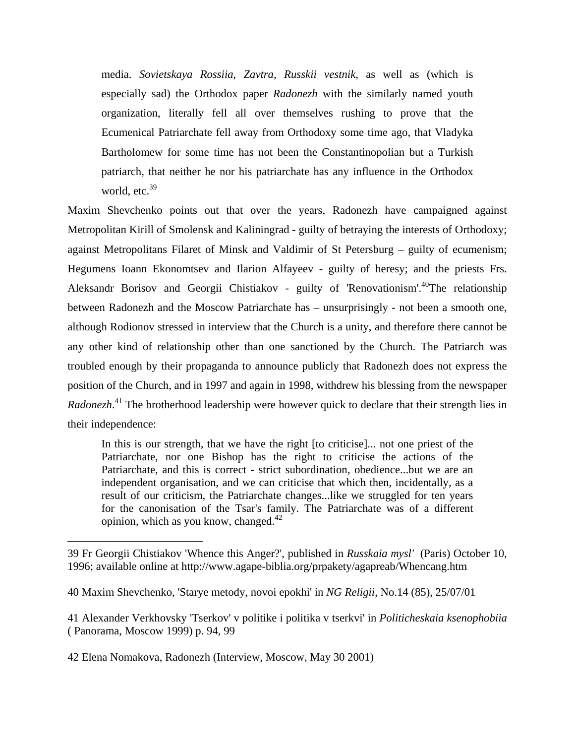> media. *Sovietskaya Rossiia*, *Zavtra*, *Russkii vestnik*, as well as (which is especially sad) the Orthodox paper *Radonezh* with the similarly named youth organization, literally fell all over themselves rushing to prove that the Ecumenical Patriarchate fell away from Orthodoxy some time ago, that Vladyka Bartholomew for some time has not been the Constantinopolian but a Turkish patriarch, that neither he nor his patriarchate has any influence in the Orthodox world, etc.[39]

Maxim Shevchenko points out that over the years, Radonezh have campaigned against Metropolitan Kirill of Smolensk and Kaliningrad - guilty of betraying the interests of Orthodoxy; against Metropolitans Filaret of Minsk and Valdimir of St Petersburg – guilty of ecumenism; Hegumens Ioann Ekonomtsev and Ilarion Alfayeev - guilty of heresy; and the priests Frs. Aleksandr Borisov and Georgii Chistiakov - guilty of 'Renovationism'.[40]The relationship between Radonezh and the Moscow Patriarchate has – unsurprisingly - not been a smooth one, although Rodionov stressed in interview that the Church is a unity, and therefore there cannot be any other kind of relationship other than one sanctioned by the Church. The Patriarch was troubled enough by their propaganda to announce publicly that Radonezh does not express the position of the Church, and in 1997 and again in 1998, withdrew his blessing from the newspaper *Radonezh*.[41] The brotherhood leadership were however quick to declare that their strength lies in their independence:

> In this is our strength, that we have the right [to criticise]... not one priest of the Patriarchate, nor one Bishop has the right to criticise the actions of the Patriarchate, and this is correct - strict subordination, obedience...but we are an independent organisation, and we can criticise that which then, incidentally, as a result of our criticism, the Patriarchate changes...like we struggled for ten years for the canonisation of the Tsar's family. The Patriarchate was of a different opinion, which as you know, changed.[42]

---

39 Fr Georgii Chistiakov 'Whence this Anger?', published in *Russkaia mysl'* (Paris) October 10, 1996; available online at http://www.agape-biblia.org/prpakety/agapreab/Whencang.htm

40 Maxim Shevchenko, 'Starye metody, novoi epokhi' in *NG Religii*, No.14 (85), 25/07/01

41 Alexander Verkhovsky 'Tserkov' v politike i politika v tserkvi' in *Politicheskaia ksenophobiia* ( Panorama, Moscow 1999) p. 94, 99

42 Elena Nomakova, Radonezh (Interview, Moscow, May 30 2001)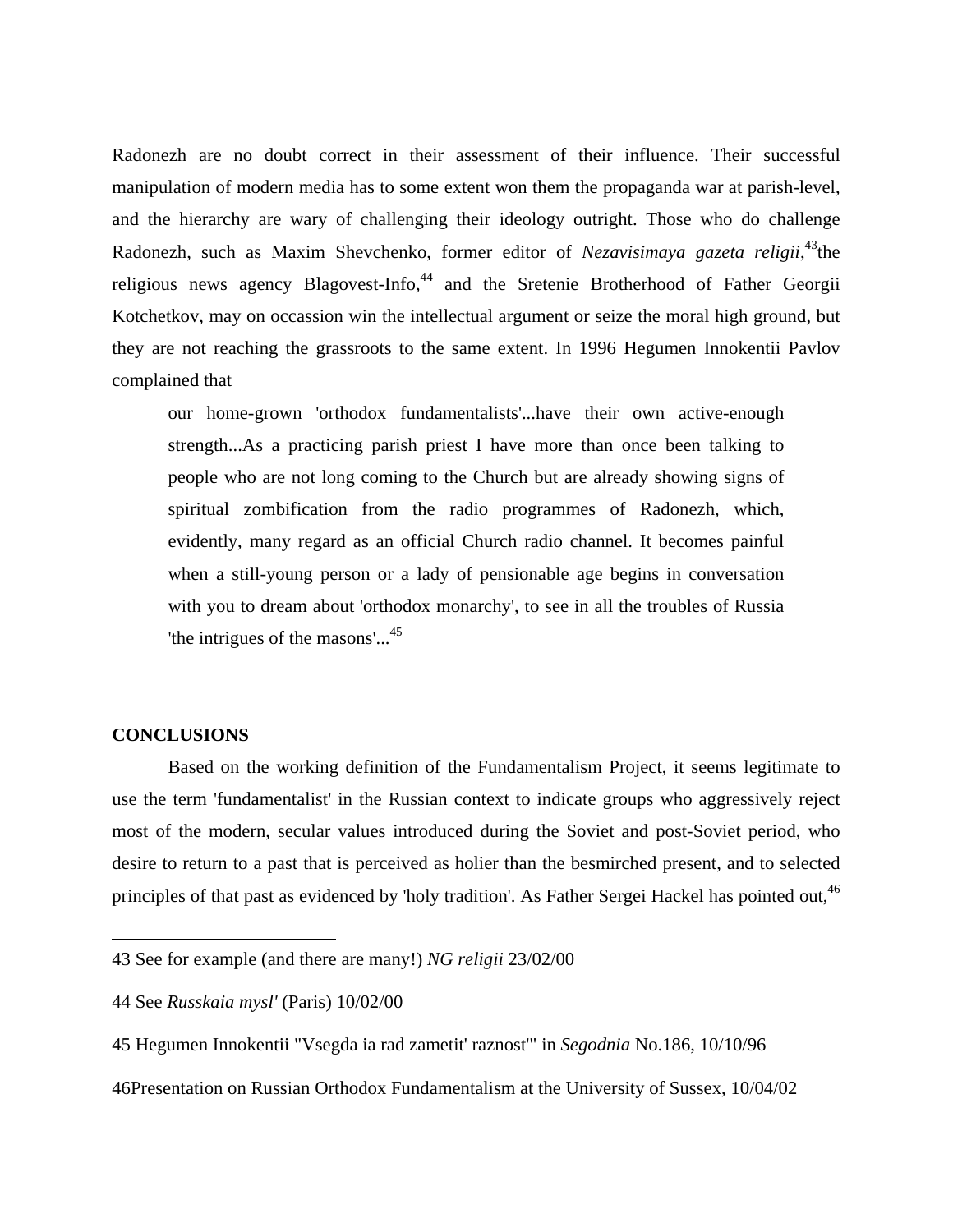Radonezh are no doubt correct in their assessment of their influence. Their successful manipulation of modern media has to some extent won them the propaganda war at parish-level, and the hierarchy are wary of challenging their ideology outright. Those who do challenge Radonezh, such as Maxim Shevchenko, former editor of *Nezavisimaya gazeta religii*,[43]the religious news agency Blagovest-Info,[44] and the Sretenie Brotherhood of Father Georgii Kotchetkov, may on occassion win the intellectual argument or seize the moral high ground, but they are not reaching the grassroots to the same extent. In 1996 Hegumen Innokentii Pavlov complained that

> our home-grown 'orthodox fundamentalists'...have their own active-enough strength...As a practicing parish priest I have more than once been talking to people who are not long coming to the Church but are already showing signs of spiritual zombification from the radio programmes of Radonezh, which, evidently, many regard as an official Church radio channel. It becomes painful when a still-young person or a lady of pensionable age begins in conversation with you to dream about 'orthodox monarchy', to see in all the troubles of Russia 'the intrigues of the masons'...[45]

**CONCLUSIONS**

Based on the working definition of the Fundamentalism Project, it seems legitimate to use the term 'fundamentalist' in the Russian context to indicate groups who aggressively reject most of the modern, secular values introduced during the Soviet and post-Soviet period, who desire to return to a past that is perceived as holier than the besmirched present, and to selected principles of that past as evidenced by 'holy tradition'. As Father Sergei Hackel has pointed out,[46]

---

43 See for example (and there are many!) *NG religii* 23/02/00

44 See *Russkaia mysl'* (Paris) 10/02/00

45 Hegumen Innokentii "Vsegda ia rad zametit' raznost'" in *Segodnia* No.186, 10/10/96

46Presentation on Russian Orthodox Fundamentalism at the University of Sussex, 10/04/02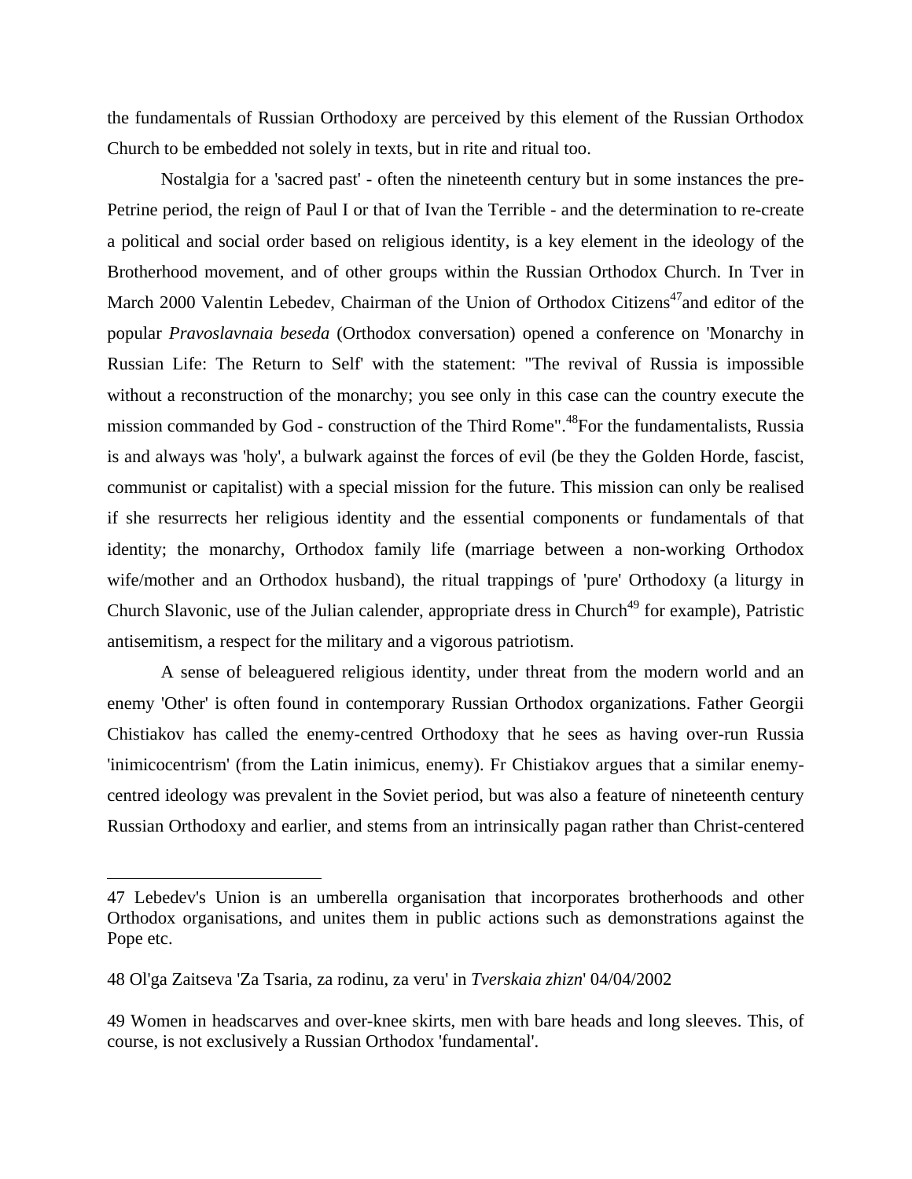the fundamentals of Russian Orthodoxy are perceived by this element of the Russian Orthodox Church to be embedded not solely in texts, but in rite and ritual too.

Nostalgia for a 'sacred past' - often the nineteenth century but in some instances the pre-Petrine period, the reign of Paul I or that of Ivan the Terrible - and the determination to re-create a political and social order based on religious identity, is a key element in the ideology of the Brotherhood movement, and of other groups within the Russian Orthodox Church. In Tver in March 2000 Valentin Lebedev, Chairman of the Union of Orthodox Citizens[47]and editor of the popular *Pravoslavnaia beseda* (Orthodox conversation) opened a conference on 'Monarchy in Russian Life: The Return to Self' with the statement: "The revival of Russia is impossible without a reconstruction of the monarchy; you see only in this case can the country execute the mission commanded by God - construction of the Third Rome".[48]For the fundamentalists, Russia is and always was 'holy', a bulwark against the forces of evil (be they the Golden Horde, fascist, communist or capitalist) with a special mission for the future. This mission can only be realised if she resurrects her religious identity and the essential components or fundamentals of that identity; the monarchy, Orthodox family life (marriage between a non-working Orthodox wife/mother and an Orthodox husband), the ritual trappings of 'pure' Orthodoxy (a liturgy in Church Slavonic, use of the Julian calender, appropriate dress in Church[49] for example), Patristic antisemitism, a respect for the military and a vigorous patriotism.

A sense of beleaguered religious identity, under threat from the modern world and an enemy 'Other' is often found in contemporary Russian Orthodox organizations. Father Georgii Chistiakov has called the enemy-centred Orthodoxy that he sees as having over-run Russia 'inimicocentrism' (from the Latin inimicus, enemy). Fr Chistiakov argues that a similar enemy-centred ideology was prevalent in the Soviet period, but was also a feature of nineteenth century Russian Orthodoxy and earlier, and stems from an intrinsically pagan rather than Christ-centered

---

47 Lebedev's Union is an umberella organisation that incorporates brotherhoods and other Orthodox organisations, and unites them in public actions such as demonstrations against the Pope etc.

48 Ol'ga Zaitseva 'Za Tsaria, za rodinu, za veru' in *Tverskaia zhizn*' 04/04/2002

49 Women in headscarves and over-knee skirts, men with bare heads and long sleeves. This, of course, is not exclusively a Russian Orthodox 'fundamental'.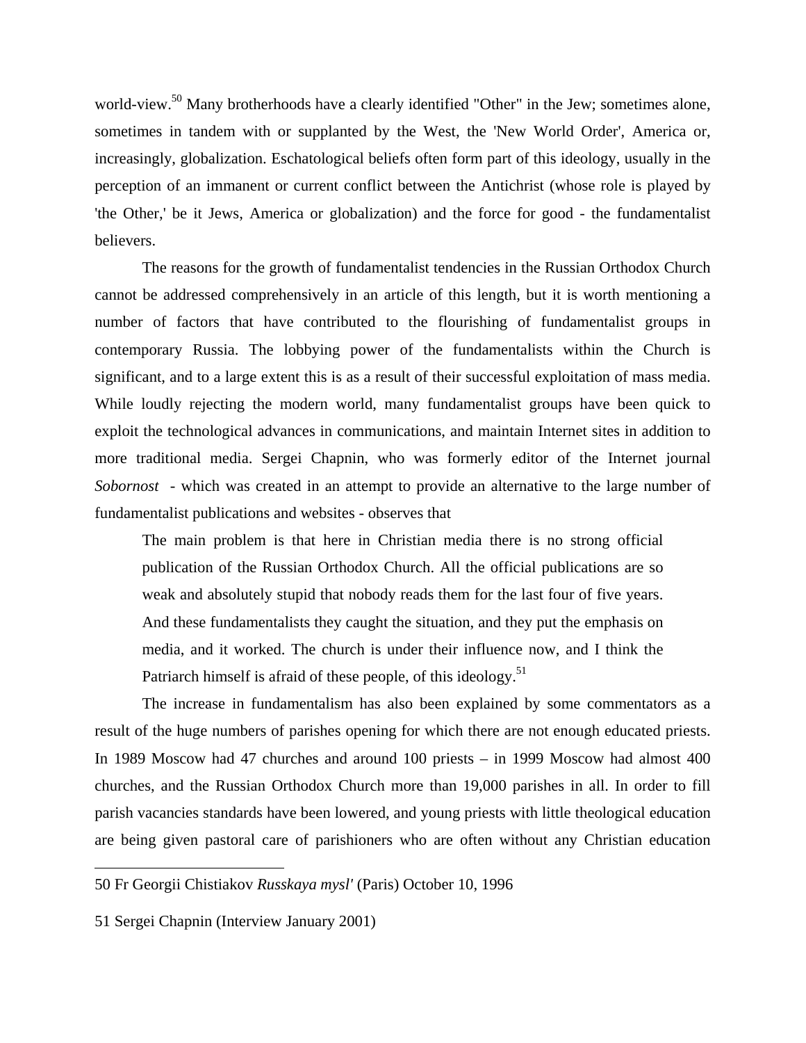world-view.[50] Many brotherhoods have a clearly identified "Other" in the Jew; sometimes alone, sometimes in tandem with or supplanted by the West, the 'New World Order', America or, increasingly, globalization. Eschatological beliefs often form part of this ideology, usually in the perception of an immanent or current conflict between the Antichrist (whose role is played by 'the Other,' be it Jews, America or globalization) and the force for good - the fundamentalist believers.

The reasons for the growth of fundamentalist tendencies in the Russian Orthodox Church cannot be addressed comprehensively in an article of this length, but it is worth mentioning a number of factors that have contributed to the flourishing of fundamentalist groups in contemporary Russia. The lobbying power of the fundamentalists within the Church is significant, and to a large extent this is as a result of their successful exploitation of mass media. While loudly rejecting the modern world, many fundamentalist groups have been quick to exploit the technological advances in communications, and maintain Internet sites in addition to more traditional media. Sergei Chapnin, who was formerly editor of the Internet journal *Sobornost* - which was created in an attempt to provide an alternative to the large number of fundamentalist publications and websites - observes that

> The main problem is that here in Christian media there is no strong official publication of the Russian Orthodox Church. All the official publications are so weak and absolutely stupid that nobody reads them for the last four of five years. And these fundamentalists they caught the situation, and they put the emphasis on media, and it worked. The church is under their influence now, and I think the Patriarch himself is afraid of these people, of this ideology.[51]

The increase in fundamentalism has also been explained by some commentators as a result of the huge numbers of parishes opening for which there are not enough educated priests. In 1989 Moscow had 47 churches and around 100 priests – in 1999 Moscow had almost 400 churches, and the Russian Orthodox Church more than 19,000 parishes in all. In order to fill parish vacancies standards have been lowered, and young priests with little theological education are being given pastoral care of parishioners who are often without any Christian education

---

50 Fr Georgii Chistiakov *Russkaya mysl'* (Paris) October 10, 1996

51 Sergei Chapnin (Interview January 2001)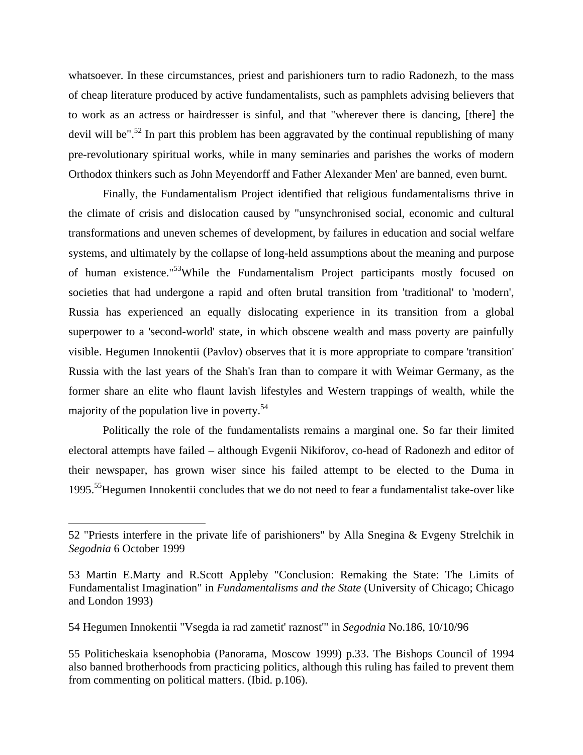whatsoever. In these circumstances, priest and parishioners turn to radio Radonezh, to the mass of cheap literature produced by active fundamentalists, such as pamphlets advising believers that to work as an actress or hairdresser is sinful, and that "wherever there is dancing, [there] the devil will be".[52] In part this problem has been aggravated by the continual republishing of many pre-revolutionary spiritual works, while in many seminaries and parishes the works of modern Orthodox thinkers such as John Meyendorff and Father Alexander Men' are banned, even burnt.

Finally, the Fundamentalism Project identified that religious fundamentalisms thrive in the climate of crisis and dislocation caused by "unsynchronised social, economic and cultural transformations and uneven schemes of development, by failures in education and social welfare systems, and ultimately by the collapse of long-held assumptions about the meaning and purpose of human existence."[53]While the Fundamentalism Project participants mostly focused on societies that had undergone a rapid and often brutal transition from 'traditional' to 'modern', Russia has experienced an equally dislocating experience in its transition from a global superpower to a 'second-world' state, in which obscene wealth and mass poverty are painfully visible. Hegumen Innokentii (Pavlov) observes that it is more appropriate to compare 'transition' Russia with the last years of the Shah's Iran than to compare it with Weimar Germany, as the former share an elite who flaunt lavish lifestyles and Western trappings of wealth, while the majority of the population live in poverty.[54]

Politically the role of the fundamentalists remains a marginal one. So far their limited electoral attempts have failed – although Evgenii Nikiforov, co-head of Radonezh and editor of their newspaper, has grown wiser since his failed attempt to be elected to the Duma in 1995.[55]Hegumen Innokentii concludes that we do not need to fear a fundamentalist take-over like

---

52 "Priests interfere in the private life of parishioners" by Alla Snegina & Evgeny Strelchik in *Segodnia* 6 October 1999

53 Martin E.Marty and R.Scott Appleby "Conclusion: Remaking the State: The Limits of Fundamentalist Imagination" in *Fundamentalisms and the State* (University of Chicago; Chicago and London 1993)

54 Hegumen Innokentii "Vsegda ia rad zametit' raznost'" in *Segodnia* No.186, 10/10/96

55 Politicheskaia ksenophobia (Panorama, Moscow 1999) p.33. The Bishops Council of 1994 also banned brotherhoods from practicing politics, although this ruling has failed to prevent them from commenting on political matters. (Ibid. p.106).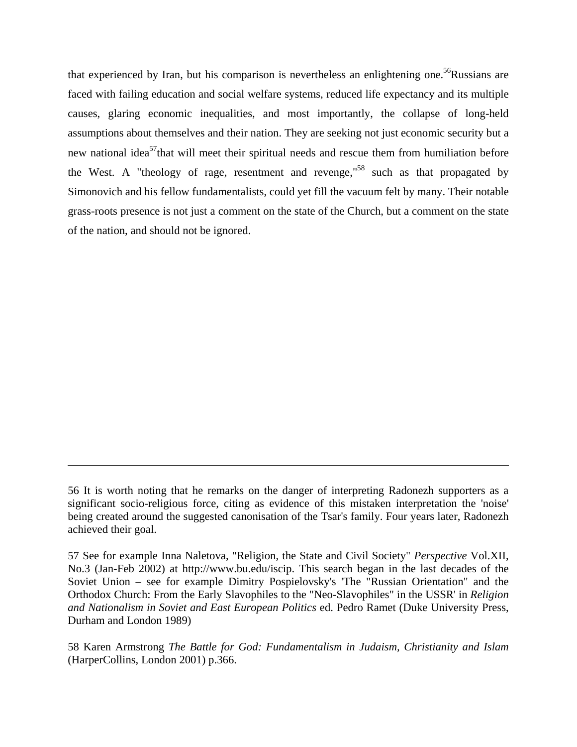that experienced by Iran, but his comparison is nevertheless an enlightening one.[56] Russians are faced with failing education and social welfare systems, reduced life expectancy and its multiple causes, glaring economic inequalities, and most importantly, the collapse of long-held assumptions about themselves and their nation. They are seeking not just economic security but a new national idea[57] that will meet their spiritual needs and rescue them from humiliation before the West. A "theology of rage, resentment and revenge,"[58] such as that propagated by Simonovich and his fellow fundamentalists, could yet fill the vacuum felt by many. Their notable grass-roots presence is not just a comment on the state of the Church, but a comment on the state of the nation, and should not be ignored.

---

56 It is worth noting that he remarks on the danger of interpreting Radonezh supporters as a significant socio-religious force, citing as evidence of this mistaken interpretation the 'noise' being created around the suggested canonisation of the Tsar's family. Four years later, Radonezh achieved their goal.

57 See for example Inna Naletova, "Religion, the State and Civil Society" *Perspective* Vol.XII, No.3 (Jan-Feb 2002) at http://www.bu.edu/iscip. This search began in the last decades of the Soviet Union – see for example Dimitry Pospielovsky's 'The "Russian Orientation" and the Orthodox Church: From the Early Slavophiles to the "Neo-Slavophiles" in the USSR' in *Religion and Nationalism in Soviet and East European Politics* ed. Pedro Ramet (Duke University Press, Durham and London 1989)

58 Karen Armstrong *The Battle for God: Fundamentalism in Judaism, Christianity and Islam* (HarperCollins, London 2001) p.366.